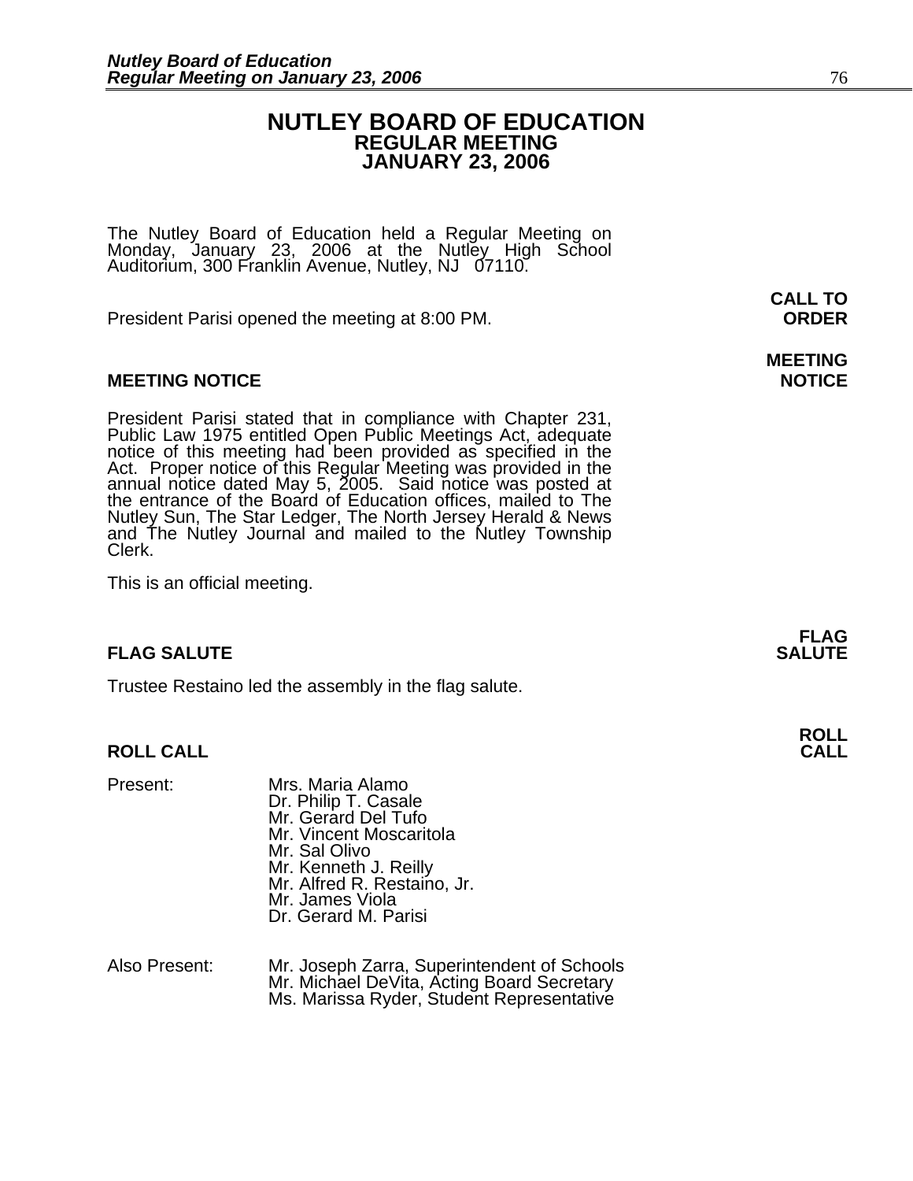# NUTLEY BOARD OF EDUCATION
## REGULAR MEETING
## JANUARY 23, 2006

The Nutley Board of Education held a Regular Meeting on Monday, January 23, 2006 at the Nutley High School Auditorium, 300 Franklin Avenue, Nutley, NJ 07110.

**CALL TO ORDER**

President Parisi opened the meeting at 8:00 PM.

**MEETING NOTICE**

President Parisi stated that in compliance with Chapter 231, Public Law 1975 entitled Open Public Meetings Act, adequate notice of this meeting had been provided as specified in the Act. Proper notice of this Regular Meeting was provided in the annual notice dated May 5, 2005. Said notice was posted at the entrance of the Board of Education offices, mailed to The Nutley Sun, The Star Ledger, The North Jersey Herald & News and The Nutley Journal and mailed to the Nutley Township Clerk.

This is an official meeting.

**FLAG SALUTE**

Trustee Restaino led the assembly in the flag salute.

**ROLL CALL**

Present:
- Mrs. Maria Alamo
- Dr. Philip T. Casale
- Mr. Gerard Del Tufo
- Mr. Vincent Moscaritola
- Mr. Sal Olivo
- Mr. Kenneth J. Reilly
- Mr. Alfred R. Restaino, Jr.
- Mr. James Viola
- Dr. Gerard M. Parisi

Also Present:
- Mr. Joseph Zarra, Superintendent of Schools
- Mr. Michael DeVita, Acting Board Secretary
- Ms. Marissa Ryder, Student Representative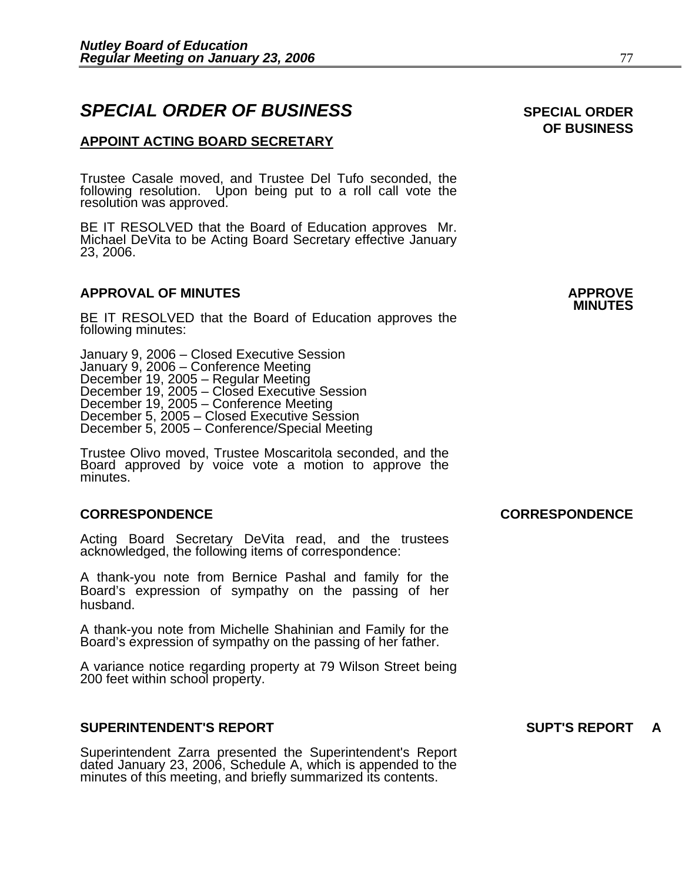## SPECIAL ORDER OF BUSINESS

**SPECIAL ORDER OF BUSINESS**

**APPOINT ACTING BOARD SECRETARY**

Trustee Casale moved, and Trustee Del Tufo seconded, the following resolution. Upon being put to a roll call vote the resolution was approved.

BE IT RESOLVED that the Board of Education approves Mr. Michael DeVita to be Acting Board Secretary effective January 23, 2006.

### APPROVAL OF MINUTES

**APPROVE MINUTES**

BE IT RESOLVED that the Board of Education approves the following minutes:

January 9, 2006 – Closed Executive Session
January 9, 2006 – Conference Meeting
December 19, 2005 – Regular Meeting
December 19, 2005 – Closed Executive Session
December 19, 2005 – Conference Meeting
December 5, 2005 – Closed Executive Session
December 5, 2005 – Conference/Special Meeting

Trustee Olivo moved, Trustee Moscaritola seconded, and the Board approved by voice vote a motion to approve the minutes.

### CORRESPONDENCE

**CORRESPONDENCE**

Acting Board Secretary DeVita read, and the trustees acknowledged, the following items of correspondence:

A thank-you note from Bernice Pashal and family for the Board's expression of sympathy on the passing of her husband.

A thank-you note from Michelle Shahinian and Family for the Board's expression of sympathy on the passing of her father.

A variance notice regarding property at 79 Wilson Street being 200 feet within school property.

### SUPERINTENDENT'S REPORT

**SUPT'S REPORT A**

Superintendent Zarra presented the Superintendent's Report dated January 23, 2006, Schedule A, which is appended to the minutes of this meeting, and briefly summarized its contents.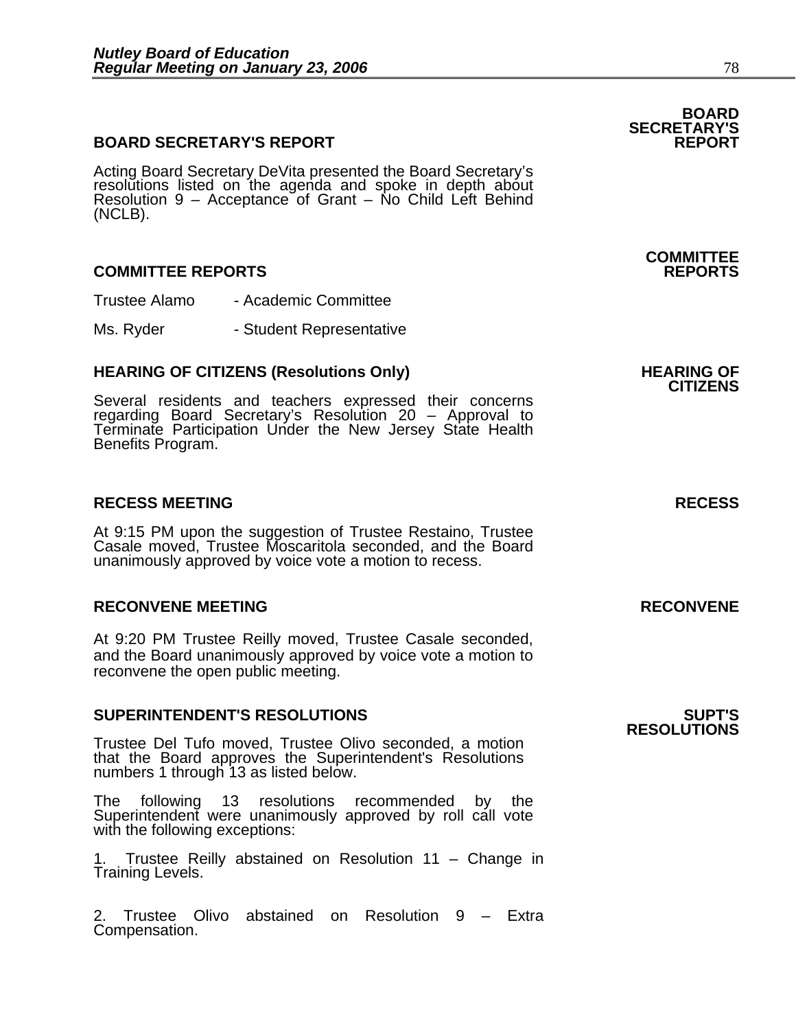## BOARD SECRETARY'S REPORT

**BOARD SECRETARY'S REPORT**

Acting Board Secretary DeVita presented the Board Secretary's resolutions listed on the agenda and spoke in depth about Resolution 9 – Acceptance of Grant – No Child Left Behind (NCLB).

## COMMITTEE REPORTS

**COMMITTEE REPORTS**

Trustee Alamo - Academic Committee

Ms. Ryder - Student Representative

## HEARING OF CITIZENS (Resolutions Only)

**HEARING OF CITIZENS**

Several residents and teachers expressed their concerns regarding Board Secretary's Resolution 20 – Approval to Terminate Participation Under the New Jersey State Health Benefits Program.

## RECESS MEETING

**RECESS**

At 9:15 PM upon the suggestion of Trustee Restaino, Trustee Casale moved, Trustee Moscaritola seconded, and the Board unanimously approved by voice vote a motion to recess.

## RECONVENE MEETING

**RECONVENE**

At 9:20 PM Trustee Reilly moved, Trustee Casale seconded, and the Board unanimously approved by voice vote a motion to reconvene the open public meeting.

## SUPERINTENDENT'S RESOLUTIONS

**SUPT'S RESOLUTIONS**

Trustee Del Tufo moved, Trustee Olivo seconded, a motion that the Board approves the Superintendent's Resolutions numbers 1 through 13 as listed below.

The following 13 resolutions recommended by the Superintendent were unanimously approved by roll call vote with the following exceptions:

1. Trustee Reilly abstained on Resolution 11 – Change in Training Levels.

2. Trustee Olivo abstained on Resolution 9 – Extra Compensation.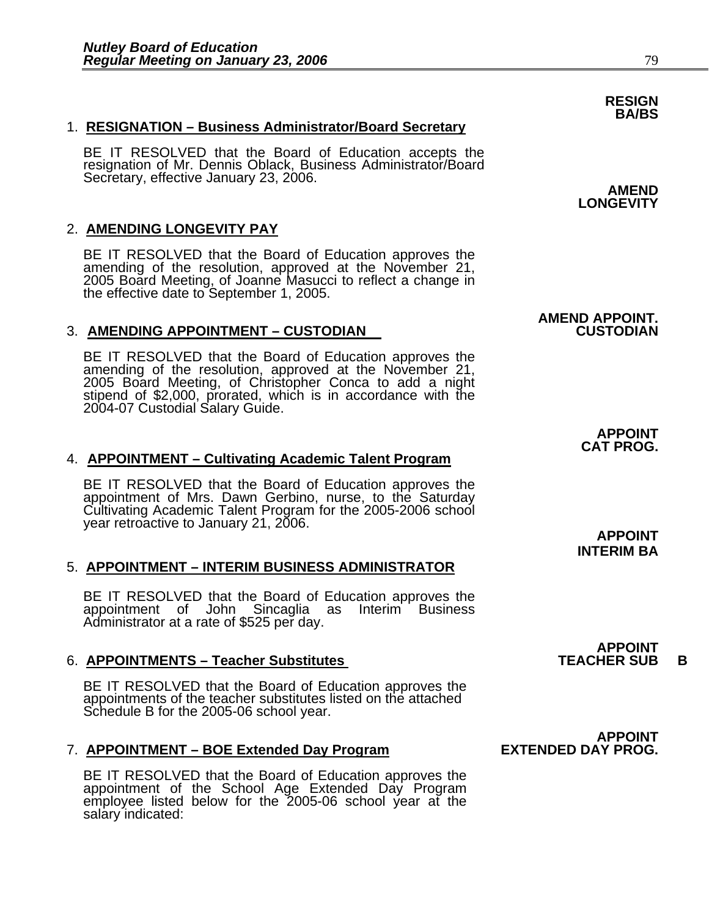**RESIGN BA/BS**

1. **RESIGNATION – Business Administrator/Board Secretary**

   BE IT RESOLVED that the Board of Education accepts the resignation of Mr. Dennis Oblack, Business Administrator/Board Secretary, effective January 23, 2006.

**AMEND LONGEVITY**

2. **AMENDING LONGEVITY PAY**

   BE IT RESOLVED that the Board of Education approves the amending of the resolution, approved at the November 21, 2005 Board Meeting, of Joanne Masucci to reflect a change in the effective date to September 1, 2005.

**AMEND APPOINT. CUSTODIAN**

3. **AMENDING APPOINTMENT – CUSTODIAN**

   BE IT RESOLVED that the Board of Education approves the amending of the resolution, approved at the November 21, 2005 Board Meeting, of Christopher Conca to add a night stipend of $2,000, prorated, which is in accordance with the 2004-07 Custodial Salary Guide.

**APPOINT CAT PROG.**

4. **APPOINTMENT – Cultivating Academic Talent Program**

   BE IT RESOLVED that the Board of Education approves the appointment of Mrs. Dawn Gerbino, nurse, to the Saturday Cultivating Academic Talent Program for the 2005-2006 school year retroactive to January 21, 2006.

**APPOINT INTERIM BA**

5. **APPOINTMENT – INTERIM BUSINESS ADMINISTRATOR**

   BE IT RESOLVED that the Board of Education approves the appointment of John Sincaglia as Interim Business Administrator at a rate of $525 per day.

**APPOINT TEACHER SUB B**

6. **APPOINTMENTS – Teacher Substitutes**

   BE IT RESOLVED that the Board of Education approves the appointments of the teacher substitutes listed on the attached Schedule B for the 2005-06 school year.

**APPOINT EXTENDED DAY PROG.**

7. **APPOINTMENT – BOE Extended Day Program**

   BE IT RESOLVED that the Board of Education approves the appointment of the School Age Extended Day Program employee listed below for the 2005-06 school year at the salary indicated: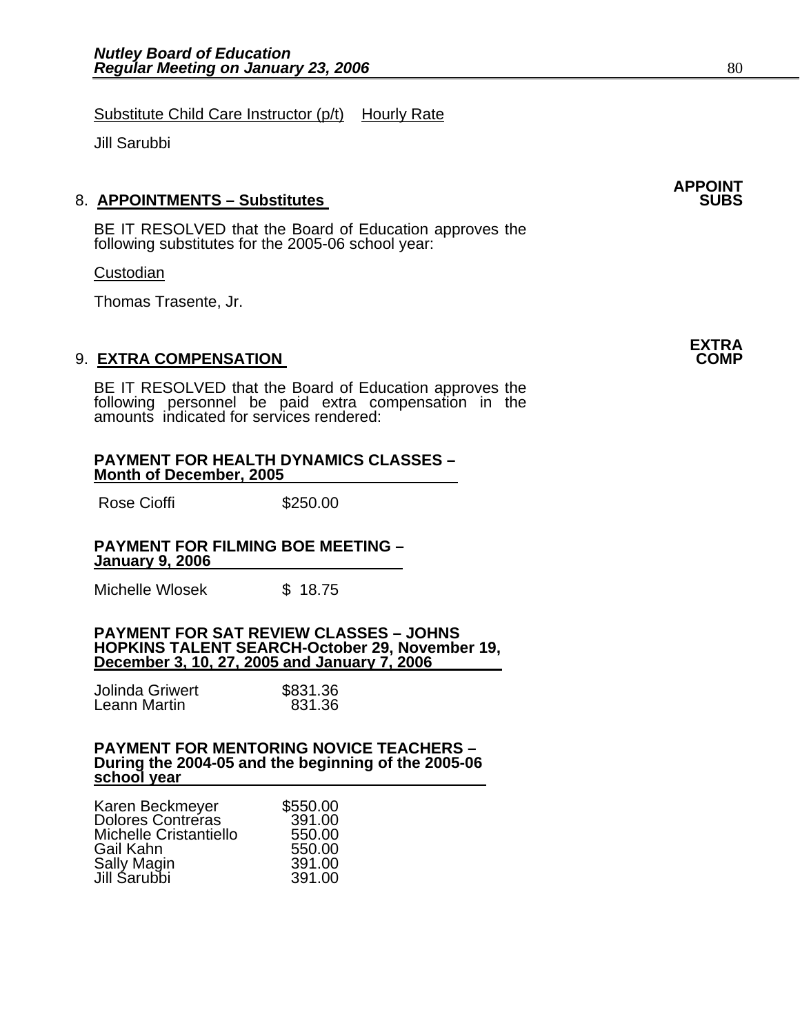Substitute Child Care Instructor (p/t)    Hourly Rate

Jill Sarubbi

**APPOINT SUBS**

8. **APPOINTMENTS – Substitutes**

BE IT RESOLVED that the Board of Education approves the following substitutes for the 2005-06 school year:

Custodian

Thomas Trasente, Jr.

**EXTRA COMP**

9. **EXTRA COMPENSATION**

BE IT RESOLVED that the Board of Education approves the following personnel be paid extra compensation in the amounts indicated for services rendered:

**PAYMENT FOR HEALTH DYNAMICS CLASSES – Month of December, 2005**

| | |
|---|---|
| Rose Cioffi | $250.00 |

**PAYMENT FOR FILMING BOE MEETING – January 9, 2006**

| | |
|---|---|
| Michelle Wlosek | $ 18.75 |

**PAYMENT FOR SAT REVIEW CLASSES – JOHNS HOPKINS TALENT SEARCH-October 29, November 19, December 3, 10, 27, 2005 and January 7, 2006**

| | |
|---|---|
| Jolinda Griwert | $831.36 |
| Leann Martin | 831.36 |

**PAYMENT FOR MENTORING NOVICE TEACHERS – During the 2004-05 and the beginning of the 2005-06 school year**

| | |
|---|---|
| Karen Beckmeyer | $550.00 |
| Dolores Contreras | 391.00 |
| Michelle Cristantiello | 550.00 |
| Gail Kahn | 550.00 |
| Sally Magin | 391.00 |
| Jill Sarubbi | 391.00 |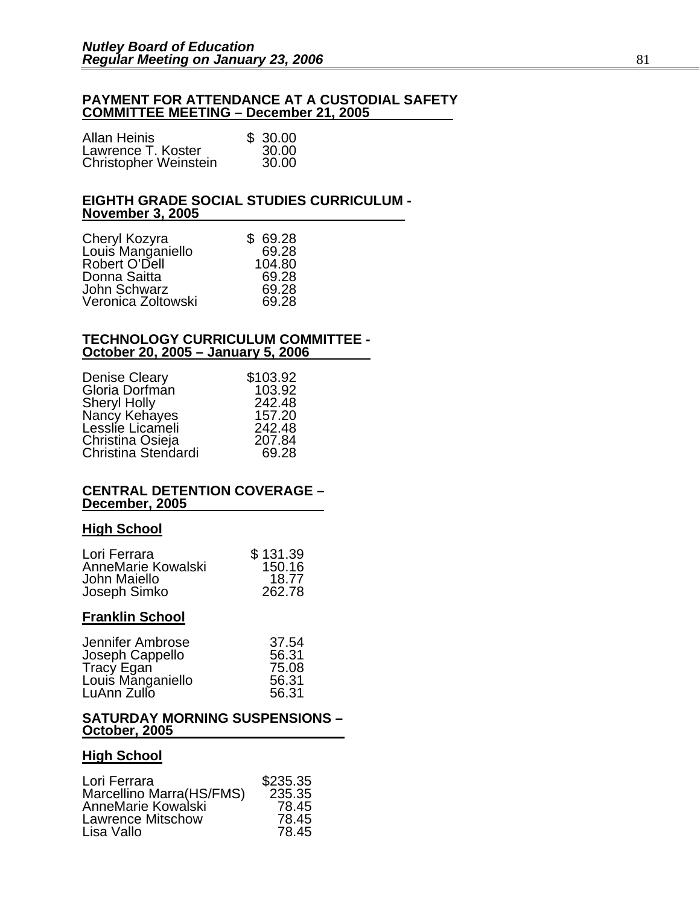## PAYMENT FOR ATTENDANCE AT A CUSTODIAL SAFETY COMMITTEE MEETING – December 21, 2005

| | |
|---|---|
| Allan Heinis | $ 30.00 |
| Lawrence T. Koster | 30.00 |
| Christopher Weinstein | 30.00 |

## EIGHTH GRADE SOCIAL STUDIES CURRICULUM - November 3, 2005

| | |
|---|---|
| Cheryl Kozyra | $ 69.28 |
| Louis Manganiello | 69.28 |
| Robert O'Dell | 104.80 |
| Donna Saitta | 69.28 |
| John Schwarz | 69.28 |
| Veronica Zoltowski | 69.28 |

## TECHNOLOGY CURRICULUM COMMITTEE - October 20, 2005 – January 5, 2006

| | |
|---|---|
| Denise Cleary | $103.92 |
| Gloria Dorfman | 103.92 |
| Sheryl Holly | 242.48 |
| Nancy Kehayes | 157.20 |
| Lesslie Licameli | 242.48 |
| Christina Osieja | 207.84 |
| Christina Stendardi | 69.28 |

## CENTRAL DETENTION COVERAGE – December, 2005

### High School

| | |
|---|---|
| Lori Ferrara | $ 131.39 |
| AnneMarie Kowalski | 150.16 |
| John Maiello | 18.77 |
| Joseph Simko | 262.78 |

### Franklin School

| | |
|---|---|
| Jennifer Ambrose | 37.54 |
| Joseph Cappello | 56.31 |
| Tracy Egan | 75.08 |
| Louis Manganiello | 56.31 |
| LuAnn Zullo | 56.31 |

## SATURDAY MORNING SUSPENSIONS – October, 2005

### High School

| | |
|---|---|
| Lori Ferrara | $235.35 |
| Marcellino Marra(HS/FMS) | 235.35 |
| AnneMarie Kowalski | 78.45 |
| Lawrence Mitschow | 78.45 |
| Lisa Vallo | 78.45 |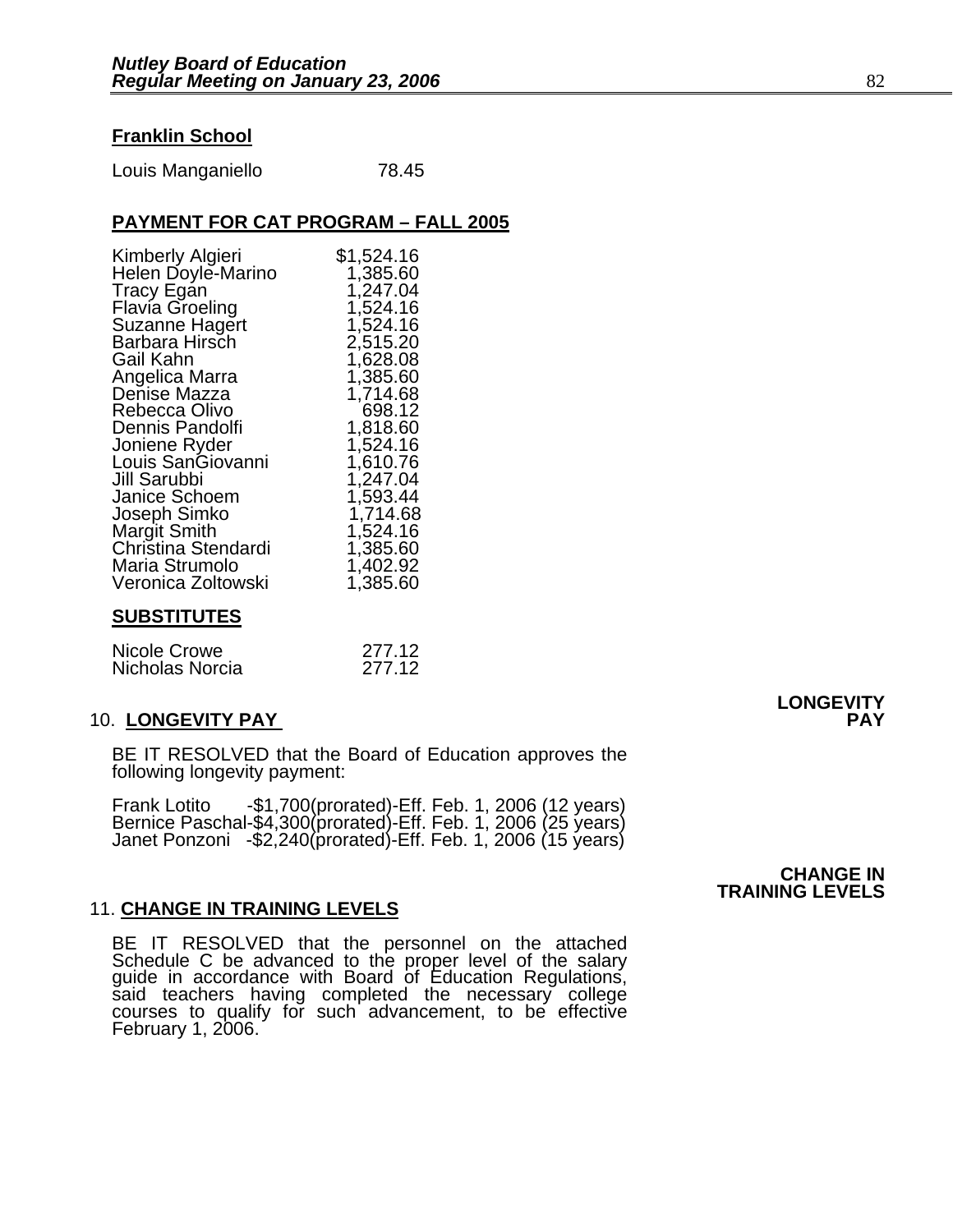**Franklin School**

| | |
|---|---|
| Louis Manganiello | 78.45 |

**PAYMENT FOR CAT PROGRAM – FALL 2005**

| | |
|---|---|
| Kimberly Algieri | $1,524.16 |
| Helen Doyle-Marino | 1,385.60 |
| Tracy Egan | 1,247.04 |
| Flavia Groeling | 1,524.16 |
| Suzanne Hagert | 1,524.16 |
| Barbara Hirsch | 2,515.20 |
| Gail Kahn | 1,628.08 |
| Angelica Marra | 1,385.60 |
| Denise Mazza | 1,714.68 |
| Rebecca Olivo | 698.12 |
| Dennis Pandolfi | 1,818.60 |
| Joniene Ryder | 1,524.16 |
| Louis SanGiovanni | 1,610.76 |
| Jill Sarubbi | 1,247.04 |
| Janice Schoem | 1,593.44 |
| Joseph Simko | 1,714.68 |
| Margit Smith | 1,524.16 |
| Christina Stendardi | 1,385.60 |
| Maria Strumolo | 1,402.92 |
| Veronica Zoltowski | 1,385.60 |

**SUBSTITUTES**

| | |
|---|---|
| Nicole Crowe | 277.12 |
| Nicholas Norcia | 277.12 |

**LONGEVITY PAY**

10. **LONGEVITY PAY**

BE IT RESOLVED that the Board of Education approves the following longevity payment:

Frank Lotito -$1,700(prorated)-Eff. Feb. 1, 2006 (12 years)
Bernice Paschal-$4,300(prorated)-Eff. Feb. 1, 2006 (25 years)
Janet Ponzoni -$2,240(prorated)-Eff. Feb. 1, 2006 (15 years)

**CHANGE IN TRAINING LEVELS**

11. **CHANGE IN TRAINING LEVELS**

BE IT RESOLVED that the personnel on the attached Schedule C be advanced to the proper level of the salary guide in accordance with Board of Education Regulations, said teachers having completed the necessary college courses to qualify for such advancement, to be effective February 1, 2006.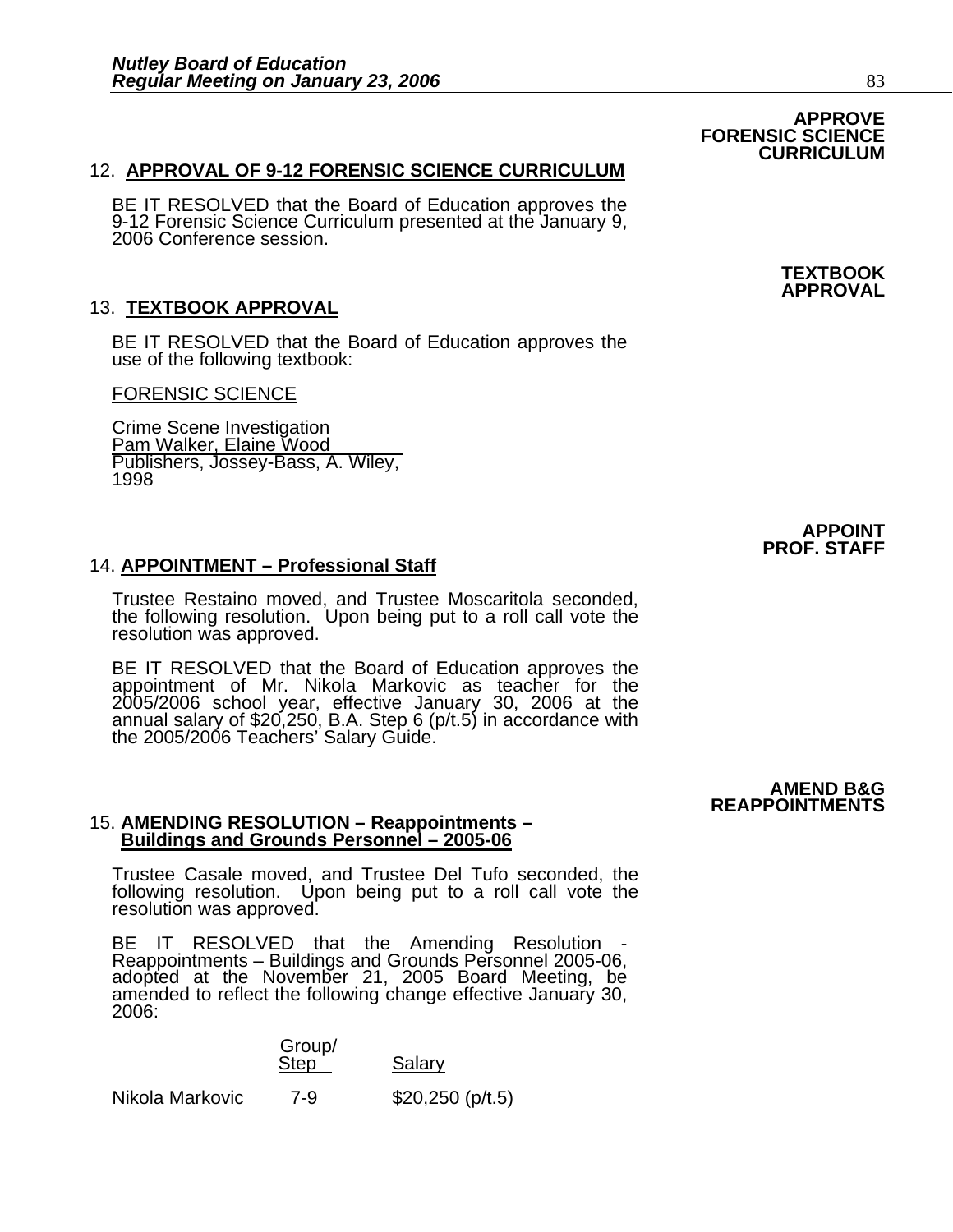**APPROVE FORENSIC SCIENCE CURRICULUM**

12. **APPROVAL OF 9-12 FORENSIC SCIENCE CURRICULUM**

BE IT RESOLVED that the Board of Education approves the 9-12 Forensic Science Curriculum presented at the January 9, 2006 Conference session.

**TEXTBOOK APPROVAL**

13. **TEXTBOOK APPROVAL**

BE IT RESOLVED that the Board of Education approves the use of the following textbook:

FORENSIC SCIENCE

Crime Scene Investigation
Pam Walker, Elaine Wood
Publishers, Jossey-Bass, A. Wiley,
1998

**APPOINT PROF. STAFF**

14. **APPOINTMENT – Professional Staff**

Trustee Restaino moved, and Trustee Moscaritola seconded, the following resolution. Upon being put to a roll call vote the resolution was approved.

BE IT RESOLVED that the Board of Education approves the appointment of Mr. Nikola Markovic as teacher for the 2005/2006 school year, effective January 30, 2006 at the annual salary of $20,250, B.A. Step 6 (p/t.5) in accordance with the 2005/2006 Teachers' Salary Guide.

**AMEND B&G REAPPOINTMENTS**

15. **AMENDING RESOLUTION – Reappointments – Buildings and Grounds Personnel – 2005-06**

Trustee Casale moved, and Trustee Del Tufo seconded, the following resolution. Upon being put to a roll call vote the resolution was approved.

BE IT RESOLVED that the Amending Resolution - Reappointments – Buildings and Grounds Personnel 2005-06, adopted at the November 21, 2005 Board Meeting, be amended to reflect the following change effective January 30, 2006:

| | Group/ Step | Salary |
|---|---|---|
| Nikola Markovic | 7-9 | $20,250 (p/t.5) |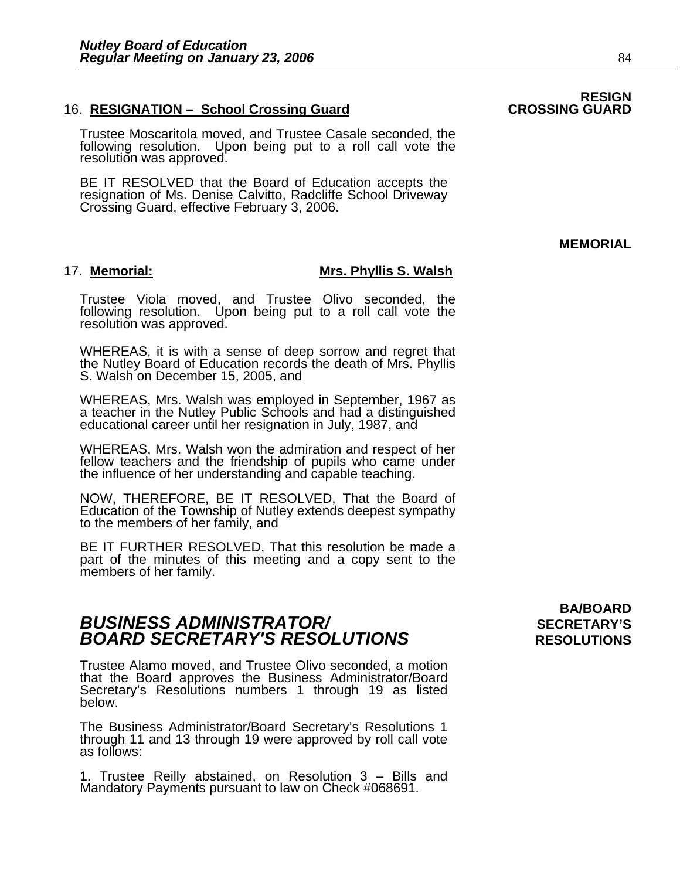**RESIGN CROSSING GUARD**

16. **RESIGNATION – School Crossing Guard**

Trustee Moscaritola moved, and Trustee Casale seconded, the following resolution. Upon being put to a roll call vote the resolution was approved.

BE IT RESOLVED that the Board of Education accepts the resignation of Ms. Denise Calvitto, Radcliffe School Driveway Crossing Guard, effective February 3, 2006.

**MEMORIAL**

17. **Memorial:** **Mrs. Phyllis S. Walsh**

Trustee Viola moved, and Trustee Olivo seconded, the following resolution. Upon being put to a roll call vote the resolution was approved.

WHEREAS, it is with a sense of deep sorrow and regret that the Nutley Board of Education records the death of Mrs. Phyllis S. Walsh on December 15, 2005, and

WHEREAS, Mrs. Walsh was employed in September, 1967 as a teacher in the Nutley Public Schools and had a distinguished educational career until her resignation in July, 1987, and

WHEREAS, Mrs. Walsh won the admiration and respect of her fellow teachers and the friendship of pupils who came under the influence of her understanding and capable teaching.

NOW, THEREFORE, BE IT RESOLVED, That the Board of Education of the Township of Nutley extends deepest sympathy to the members of her family, and

BE IT FURTHER RESOLVED, That this resolution be made a part of the minutes of this meeting and a copy sent to the members of her family.

**BA/BOARD SECRETARY'S RESOLUTIONS**

## *BUSINESS ADMINISTRATOR/ BOARD SECRETARY'S RESOLUTIONS*

Trustee Alamo moved, and Trustee Olivo seconded, a motion that the Board approves the Business Administrator/Board Secretary's Resolutions numbers 1 through 19 as listed below.

The Business Administrator/Board Secretary's Resolutions 1 through 11 and 13 through 19 were approved by roll call vote as follows:

1. Trustee Reilly abstained, on Resolution 3 – Bills and Mandatory Payments pursuant to law on Check #068691.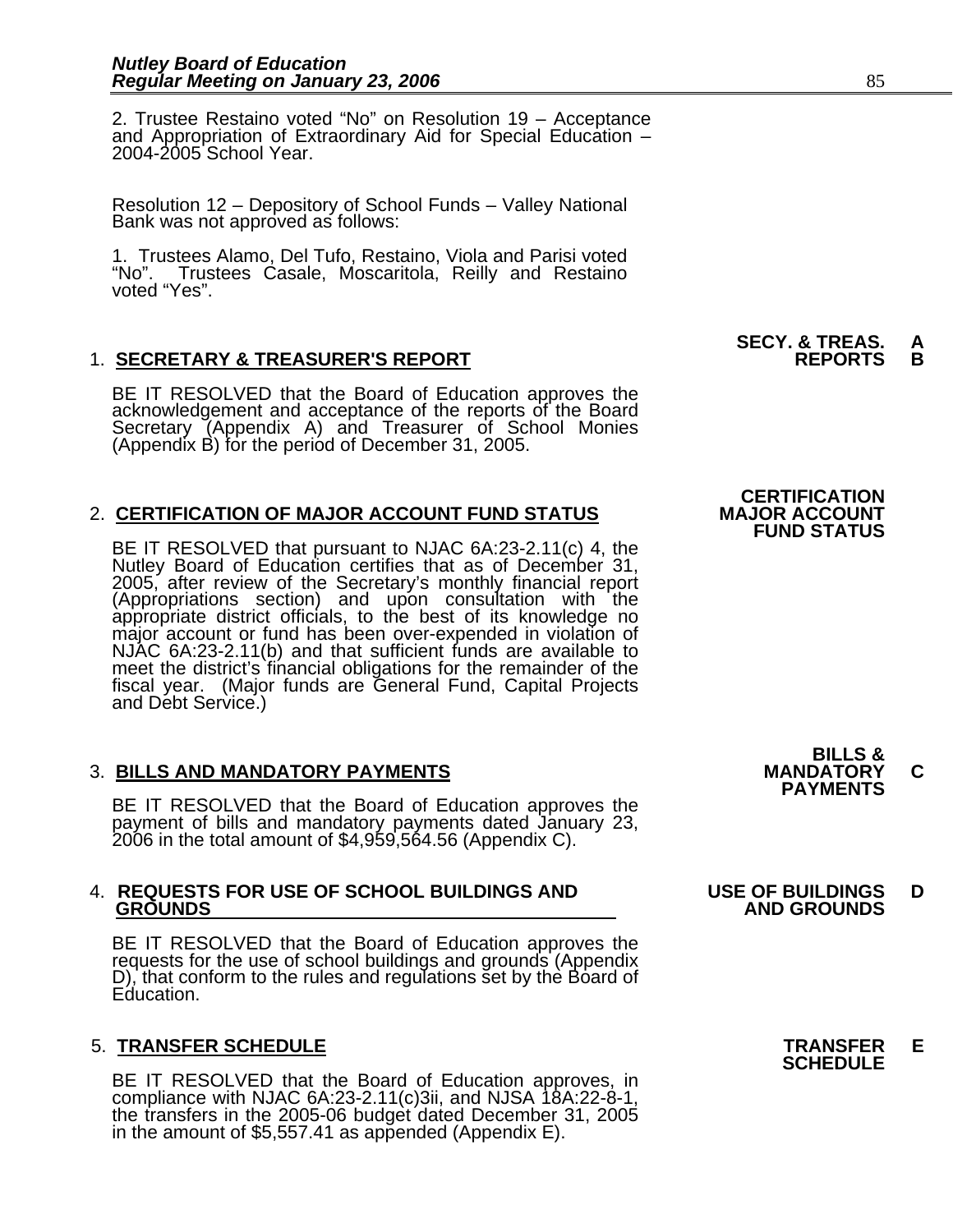2. Trustee Restaino voted “No” on Resolution 19 – Acceptance and Appropriation of Extraordinary Aid for Special Education – 2004-2005 School Year.

Resolution 12 – Depository of School Funds – Valley National Bank was not approved as follows:

1. Trustees Alamo, Del Tufo, Restaino, Viola and Parisi voted “No”. Trustees Casale, Moscaritola, Reilly and Restaino voted “Yes”.

**SECY. & TREAS. REPORTS** **A B**

1. **SECRETARY & TREASURER'S REPORT**

BE IT RESOLVED that the Board of Education approves the acknowledgement and acceptance of the reports of the Board Secretary (Appendix A) and Treasurer of School Monies (Appendix B) for the period of December 31, 2005.

**CERTIFICATION MAJOR ACCOUNT FUND STATUS**

2. **CERTIFICATION OF MAJOR ACCOUNT FUND STATUS**

BE IT RESOLVED that pursuant to NJAC 6A:23-2.11(c) 4, the Nutley Board of Education certifies that as of December 31, 2005, after review of the Secretary’s monthly financial report (Appropriations section) and upon consultation with the appropriate district officials, to the best of its knowledge no major account or fund has been over-expended in violation of NJAC 6A:23-2.11(b) and that sufficient funds are available to meet the district’s financial obligations for the remainder of the fiscal year. (Major funds are General Fund, Capital Projects and Debt Service.)

**BILLS & MANDATORY PAYMENTS** **C**

3. **BILLS AND MANDATORY PAYMENTS**

BE IT RESOLVED that the Board of Education approves the payment of bills and mandatory payments dated January 23, 2006 in the total amount of $4,959,564.56 (Appendix C).

**USE OF BUILDINGS AND GROUNDS** **D**

4. **REQUESTS FOR USE OF SCHOOL BUILDINGS AND GROUNDS**

BE IT RESOLVED that the Board of Education approves the requests for the use of school buildings and grounds (Appendix D), that conform to the rules and regulations set by the Board of Education.

**TRANSFER SCHEDULE** **E**

5. **TRANSFER SCHEDULE**

BE IT RESOLVED that the Board of Education approves, in compliance with NJAC 6A:23-2.11(c)3ii, and NJSA 18A:22-8-1, the transfers in the 2005-06 budget dated December 31, 2005 in the amount of $5,557.41 as appended (Appendix E).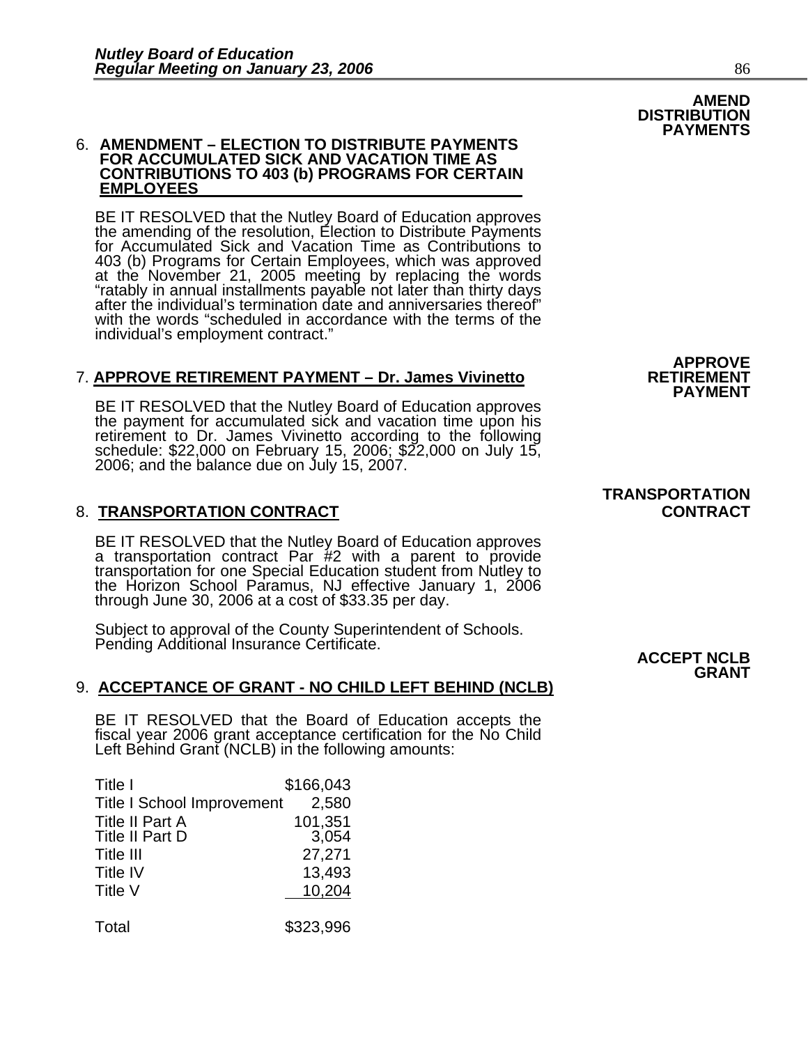**AMEND DISTRIBUTION PAYMENTS**

6. **AMENDMENT – ELECTION TO DISTRIBUTE PAYMENTS FOR ACCUMULATED SICK AND VACATION TIME AS CONTRIBUTIONS TO 403 (b) PROGRAMS FOR CERTAIN EMPLOYEES**

   BE IT RESOLVED that the Nutley Board of Education approves the amending of the resolution, Election to Distribute Payments for Accumulated Sick and Vacation Time as Contributions to 403 (b) Programs for Certain Employees, which was approved at the November 21, 2005 meeting by replacing the words "ratably in annual installments payable not later than thirty days after the individual's termination date and anniversaries thereof" with the words "scheduled in accordance with the terms of the individual's employment contract."

**APPROVE RETIREMENT PAYMENT**

7. **APPROVE RETIREMENT PAYMENT – Dr. James Vivinetto**

   BE IT RESOLVED that the Nutley Board of Education approves the payment for accumulated sick and vacation time upon his retirement to Dr. James Vivinetto according to the following schedule: $22,000 on February 15, 2006; $22,000 on July 15, 2006; and the balance due on July 15, 2007.

**TRANSPORTATION CONTRACT**

8. **TRANSPORTATION CONTRACT**

   BE IT RESOLVED that the Nutley Board of Education approves a transportation contract Par #2 with a parent to provide transportation for one Special Education student from Nutley to the Horizon School Paramus, NJ effective January 1, 2006 through June 30, 2006 at a cost of $33.35 per day.

   Subject to approval of the County Superintendent of Schools. Pending Additional Insurance Certificate.

**ACCEPT NCLB GRANT**

9. **ACCEPTANCE OF GRANT - NO CHILD LEFT BEHIND (NCLB)**

   BE IT RESOLVED that the Board of Education accepts the fiscal year 2006 grant acceptance certification for the No Child Left Behind Grant (NCLB) in the following amounts:

| | |
|---|---:|
| Title I | $166,043 |
| Title I School Improvement | 2,580 |
| Title II Part A | 101,351 |
| Title II Part D | 3,054 |
| Title III | 27,271 |
| Title IV | 13,493 |
| Title V | 10,204 |
| Total | $323,996 |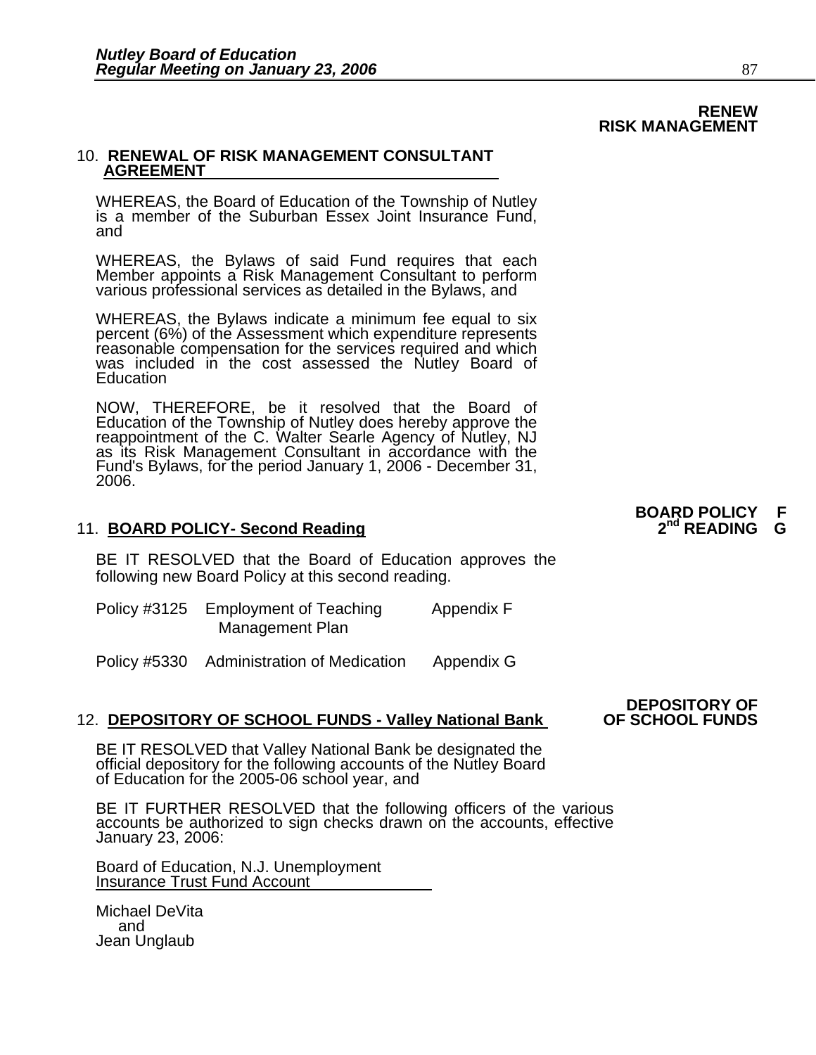**RENEW RISK MANAGEMENT**

10. **RENEWAL OF RISK MANAGEMENT CONSULTANT AGREEMENT**

WHEREAS, the Board of Education of the Township of Nutley is a member of the Suburban Essex Joint Insurance Fund, and

WHEREAS, the Bylaws of said Fund requires that each Member appoints a Risk Management Consultant to perform various professional services as detailed in the Bylaws, and

WHEREAS, the Bylaws indicate a minimum fee equal to six percent (6%) of the Assessment which expenditure represents reasonable compensation for the services required and which was included in the cost assessed the Nutley Board of Education

NOW, THEREFORE, be it resolved that the Board of Education of the Township of Nutley does hereby approve the reappointment of the C. Walter Searle Agency of Nutley, NJ as its Risk Management Consultant in accordance with the Fund's Bylaws, for the period January 1, 2006 - December 31, 2006.

**BOARD POLICY 2nd READING F G**

11. **BOARD POLICY- Second Reading**

BE IT RESOLVED that the Board of Education approves the following new Board Policy at this second reading.

| | | |
|---|---|---|
| Policy #3125 | Employment of Teaching Management Plan | Appendix F |
| Policy #5330 | Administration of Medication | Appendix G |

**DEPOSITORY OF OF SCHOOL FUNDS**

12. **DEPOSITORY OF SCHOOL FUNDS - Valley National Bank**

BE IT RESOLVED that Valley National Bank be designated the official depository for the following accounts of the Nutley Board of Education for the 2005-06 school year, and

BE IT FURTHER RESOLVED that the following officers of the various accounts be authorized to sign checks drawn on the accounts, effective January 23, 2006:

Board of Education, N.J. Unemployment Insurance Trust Fund Account

Michael DeVita
and
Jean Unglaub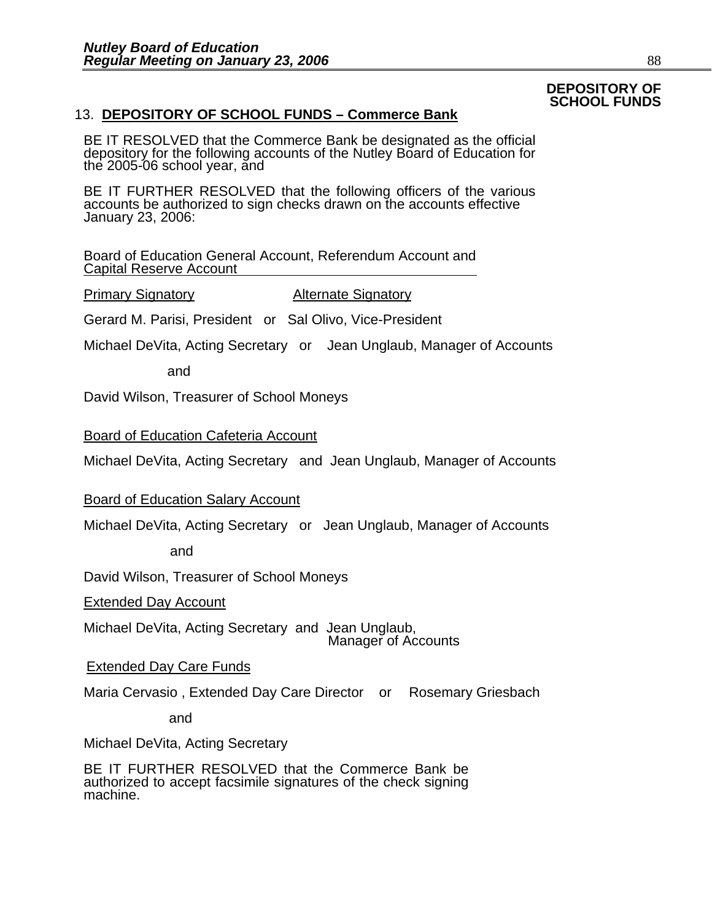**DEPOSITORY OF SCHOOL FUNDS**

13. **DEPOSITORY OF SCHOOL FUNDS – Commerce Bank**

BE IT RESOLVED that the Commerce Bank be designated as the official depository for the following accounts of the Nutley Board of Education for the 2005-06 school year, and

BE IT FURTHER RESOLVED that the following officers of the various accounts be authorized to sign checks drawn on the accounts effective January 23, 2006:

Board of Education General Account, Referendum Account and Capital Reserve Account

Primary Signatory                    Alternate Signatory

Gerard M. Parisi, President   or   Sal Olivo, Vice-President

Michael DeVita, Acting Secretary   or   Jean Unglaub, Manager of Accounts

and

David Wilson, Treasurer of School Moneys

Board of Education Cafeteria Account

Michael DeVita, Acting Secretary   and   Jean Unglaub, Manager of Accounts

Board of Education Salary Account

Michael DeVita, Acting Secretary   or   Jean Unglaub, Manager of Accounts

and

David Wilson, Treasurer of School Moneys

Extended Day Account

Michael DeVita, Acting Secretary   and   Jean Unglaub, Manager of Accounts

Extended Day Care Funds

Maria Cervasio , Extended Day Care Director   or   Rosemary Griesbach

and

Michael DeVita, Acting Secretary

BE IT FURTHER RESOLVED that the Commerce Bank be authorized to accept facsimile signatures of the check signing machine.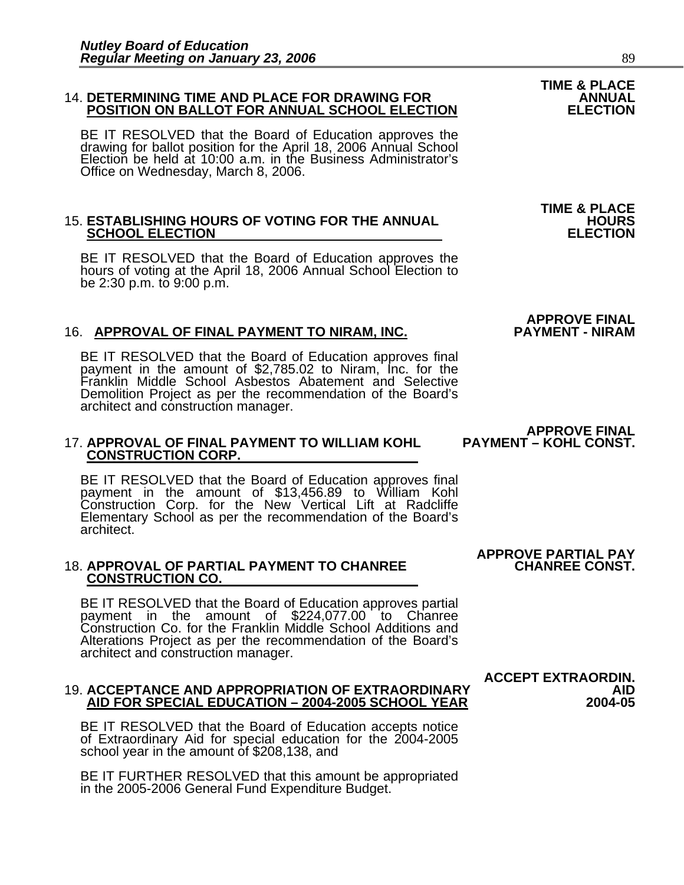**TIME & PLACE ANNUAL ELECTION**

14. **DETERMINING TIME AND PLACE FOR DRAWING FOR POSITION ON BALLOT FOR ANNUAL SCHOOL ELECTION**

BE IT RESOLVED that the Board of Education approves the drawing for ballot position for the April 18, 2006 Annual School Election be held at 10:00 a.m. in the Business Administrator's Office on Wednesday, March 8, 2006.

**TIME & PLACE HOURS ELECTION**

15. **ESTABLISHING HOURS OF VOTING FOR THE ANNUAL SCHOOL ELECTION**

BE IT RESOLVED that the Board of Education approves the hours of voting at the April 18, 2006 Annual School Election to be 2:30 p.m. to 9:00 p.m.

**APPROVE FINAL PAYMENT - NIRAM**

16. **APPROVAL OF FINAL PAYMENT TO NIRAM, INC.**

BE IT RESOLVED that the Board of Education approves final payment in the amount of $2,785.02 to Niram, Inc. for the Franklin Middle School Asbestos Abatement and Selective Demolition Project as per the recommendation of the Board's architect and construction manager.

**APPROVE FINAL PAYMENT – KOHL CONST.**

17. **APPROVAL OF FINAL PAYMENT TO WILLIAM KOHL CONSTRUCTION CORP.**

BE IT RESOLVED that the Board of Education approves final payment in the amount of $13,456.89 to William Kohl Construction Corp. for the New Vertical Lift at Radcliffe Elementary School as per the recommendation of the Board's architect.

**APPROVE PARTIAL PAY CHANREE CONST.**

18. **APPROVAL OF PARTIAL PAYMENT TO CHANREE CONSTRUCTION CO.**

BE IT RESOLVED that the Board of Education approves partial payment in the amount of $224,077.00 to Chanree Construction Co. for the Franklin Middle School Additions and Alterations Project as per the recommendation of the Board's architect and construction manager.

**ACCEPT EXTRAORDIN. AID 2004-05**

19. **ACCEPTANCE AND APPROPRIATION OF EXTRAORDINARY AID FOR SPECIAL EDUCATION – 2004-2005 SCHOOL YEAR**

BE IT RESOLVED that the Board of Education accepts notice of Extraordinary Aid for special education for the 2004-2005 school year in the amount of $208,138, and

BE IT FURTHER RESOLVED that this amount be appropriated in the 2005-2006 General Fund Expenditure Budget.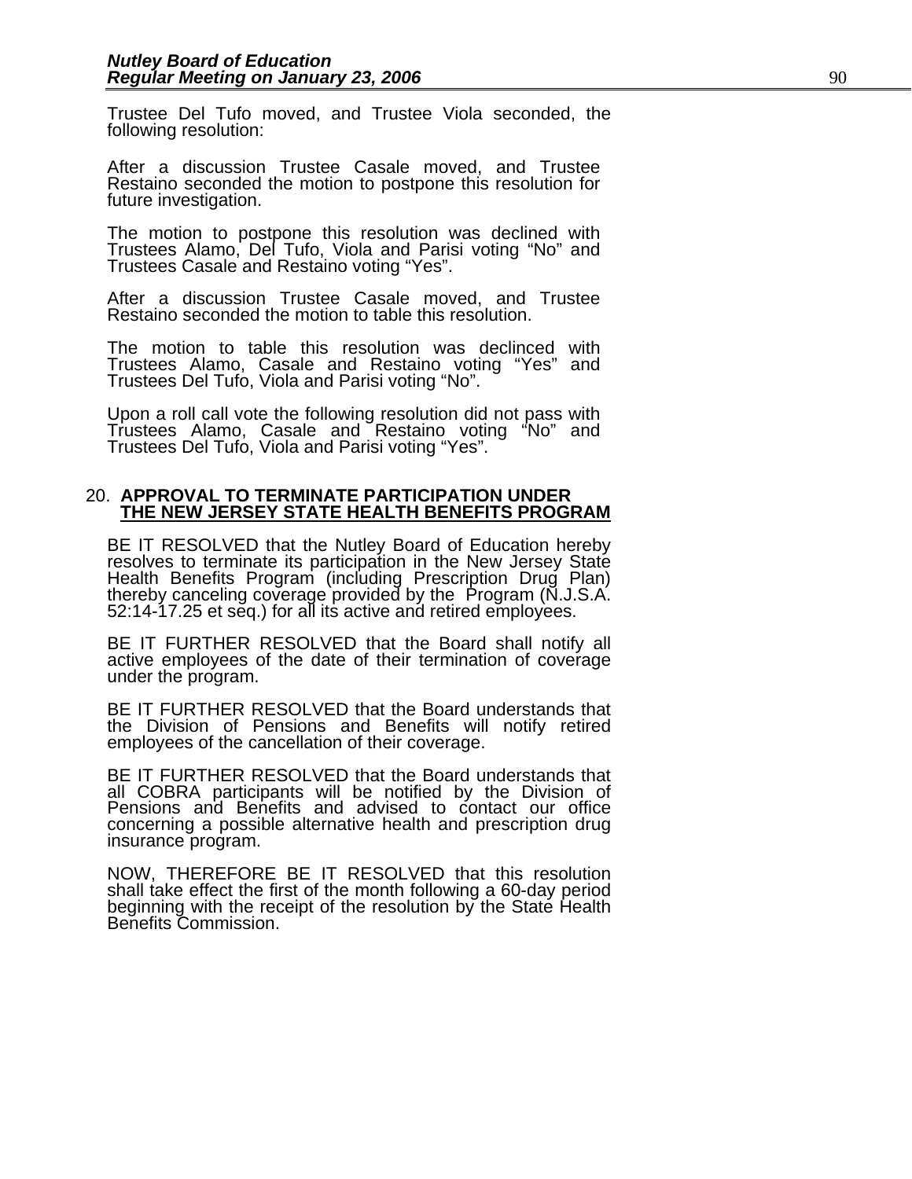Trustee Del Tufo moved, and Trustee Viola seconded, the following resolution:

After a discussion Trustee Casale moved, and Trustee Restaino seconded the motion to postpone this resolution for future investigation.

The motion to postpone this resolution was declined with Trustees Alamo, Del Tufo, Viola and Parisi voting "No" and Trustees Casale and Restaino voting "Yes".

After a discussion Trustee Casale moved, and Trustee Restaino seconded the motion to table this resolution.

The motion to table this resolution was declinced with Trustees Alamo, Casale and Restaino voting "Yes" and Trustees Del Tufo, Viola and Parisi voting "No".

Upon a roll call vote the following resolution did not pass with Trustees Alamo, Casale and Restaino voting "No" and Trustees Del Tufo, Viola and Parisi voting "Yes".

20. **APPROVAL TO TERMINATE PARTICIPATION UNDER THE NEW JERSEY STATE HEALTH BENEFITS PROGRAM**

BE IT RESOLVED that the Nutley Board of Education hereby resolves to terminate its participation in the New Jersey State Health Benefits Program (including Prescription Drug Plan) thereby canceling coverage provided by the Program (N.J.S.A. 52:14-17.25 et seq.) for all its active and retired employees.

BE IT FURTHER RESOLVED that the Board shall notify all active employees of the date of their termination of coverage under the program.

BE IT FURTHER RESOLVED that the Board understands that the Division of Pensions and Benefits will notify retired employees of the cancellation of their coverage.

BE IT FURTHER RESOLVED that the Board understands that all COBRA participants will be notified by the Division of Pensions and Benefits and advised to contact our office concerning a possible alternative health and prescription drug insurance program.

NOW, THEREFORE BE IT RESOLVED that this resolution shall take effect the first of the month following a 60-day period beginning with the receipt of the resolution by the State Health Benefits Commission.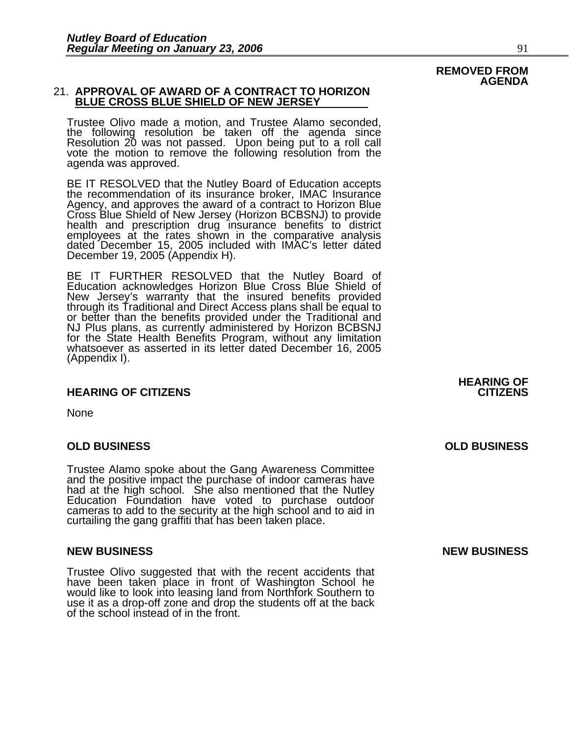**REMOVED FROM AGENDA**

21. **APPROVAL OF AWARD OF A CONTRACT TO HORIZON BLUE CROSS BLUE SHIELD OF NEW JERSEY**

Trustee Olivo made a motion, and Trustee Alamo seconded, the following resolution be taken off the agenda since Resolution 20 was not passed. Upon being put to a roll call vote the motion to remove the following resolution from the agenda was approved.

BE IT RESOLVED that the Nutley Board of Education accepts the recommendation of its insurance broker, IMAC Insurance Agency, and approves the award of a contract to Horizon Blue Cross Blue Shield of New Jersey (Horizon BCBSNJ) to provide health and prescription drug insurance benefits to district employees at the rates shown in the comparative analysis dated December 15, 2005 included with IMAC's letter dated December 19, 2005 (Appendix H).

BE IT FURTHER RESOLVED that the Nutley Board of Education acknowledges Horizon Blue Cross Blue Shield of New Jersey's warranty that the insured benefits provided through its Traditional and Direct Access plans shall be equal to or better than the benefits provided under the Traditional and NJ Plus plans, as currently administered by Horizon BCBSNJ for the State Health Benefits Program, without any limitation whatsoever as asserted in its letter dated December 16, 2005 (Appendix I).

## HEARING OF CITIZENS

None

## OLD BUSINESS

Trustee Alamo spoke about the Gang Awareness Committee and the positive impact the purchase of indoor cameras have had at the high school. She also mentioned that the Nutley Education Foundation have voted to purchase outdoor cameras to add to the security at the high school and to aid in curtailing the gang graffiti that has been taken place.

## NEW BUSINESS

Trustee Olivo suggested that with the recent accidents that have been taken place in front of Washington School he would like to look into leasing land from Northfork Southern to use it as a drop-off zone and drop the students off at the back of the school instead of in the front.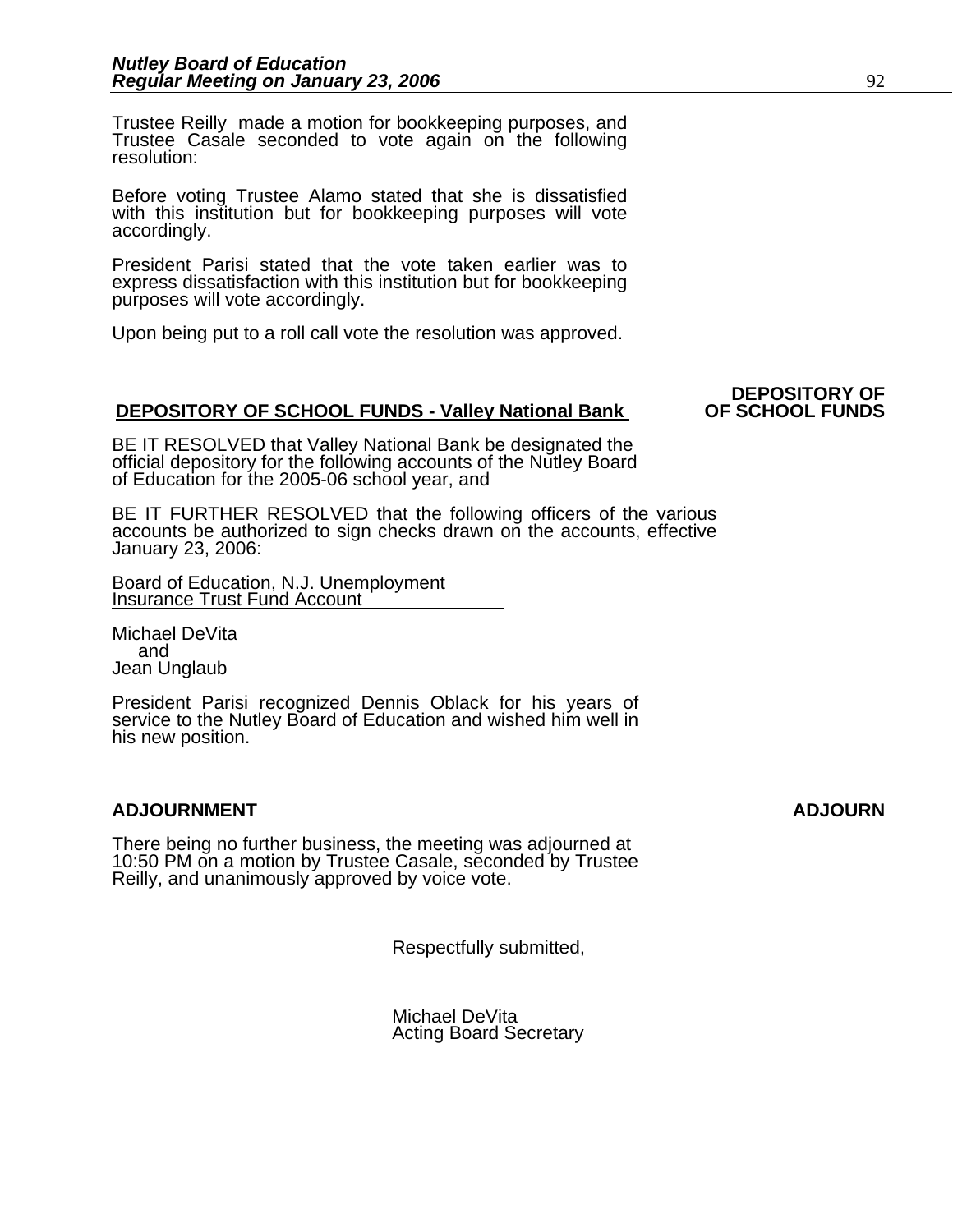Trustee Reilly made a motion for bookkeeping purposes, and Trustee Casale seconded to vote again on the following resolution:

Before voting Trustee Alamo stated that she is dissatisfied with this institution but for bookkeeping purposes will vote accordingly.

President Parisi stated that the vote taken earlier was to express dissatisfaction with this institution but for bookkeeping purposes will vote accordingly.

Upon being put to a roll call vote the resolution was approved.

**DEPOSITORY OF SCHOOL FUNDS**

**DEPOSITORY OF SCHOOL FUNDS - Valley National Bank**

BE IT RESOLVED that Valley National Bank be designated the official depository for the following accounts of the Nutley Board of Education for the 2005-06 school year, and

BE IT FURTHER RESOLVED that the following officers of the various accounts be authorized to sign checks drawn on the accounts, effective January 23, 2006:

Board of Education, N.J. Unemployment
Insurance Trust Fund Account

Michael DeVita
and
Jean Unglaub

President Parisi recognized Dennis Oblack for his years of service to the Nutley Board of Education and wished him well in his new position.

**ADJOURNMENT** **ADJOURN**

There being no further business, the meeting was adjourned at 10:50 PM on a motion by Trustee Casale, seconded by Trustee Reilly, and unanimously approved by voice vote.

Respectfully submitted,

Michael DeVita
Acting Board Secretary